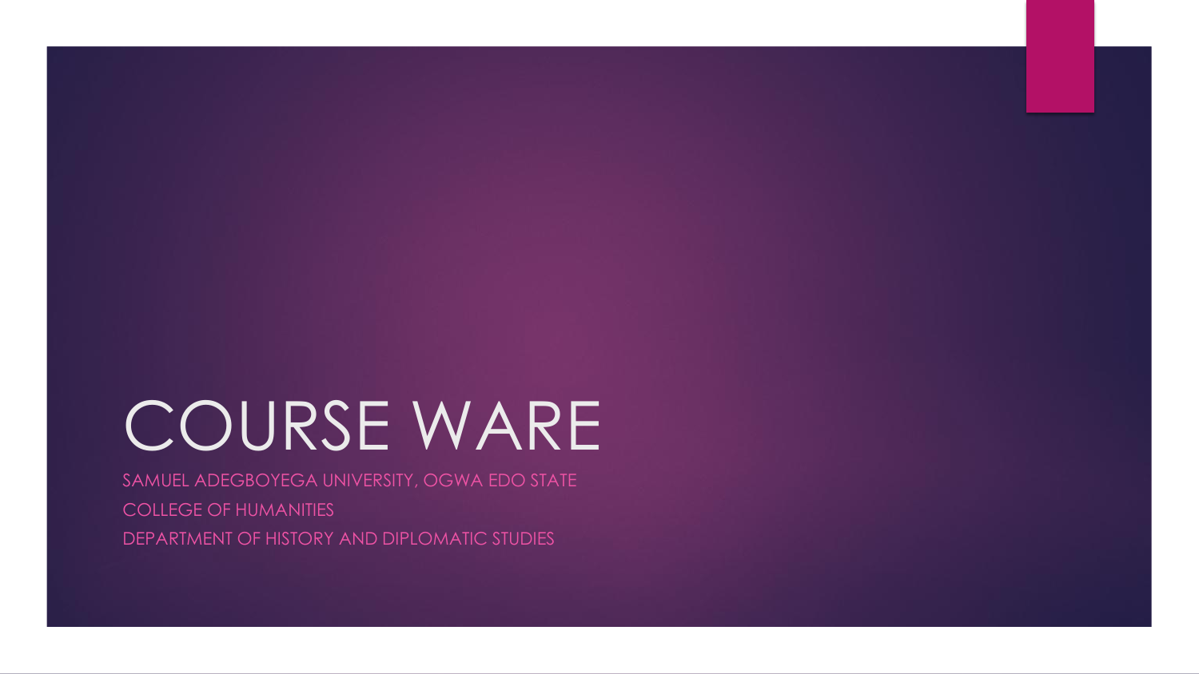# COURSE WARE

SAMUEL ADEGBOYEGA UNIVERSITY, OGWA EDO STATE

COLLEGE OF HUMANITIES

DEPARTMENT OF HISTORY AND DIPLOMATIC STUDIES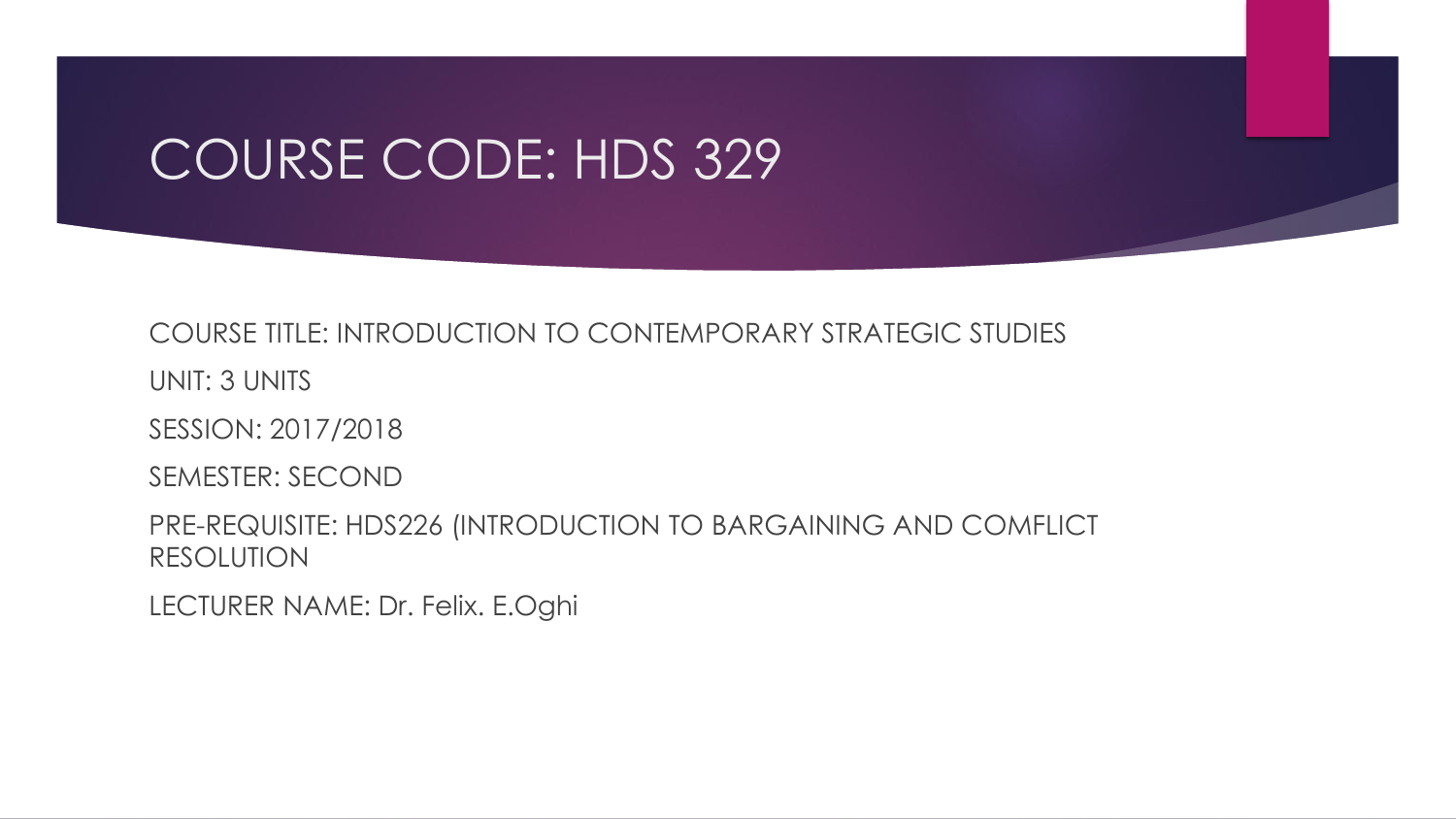# COURSE CODE: HDS 329

COURSE TITLE: INTRODUCTION TO CONTEMPORARY STRATEGIC STUDIES

UNIT: 3 UNITS

SESSION: 2017/2018

SEMESTER: SECOND

PRE-REQUISITE: HDS226 (INTRODUCTION TO BARGAINING AND COMFLICT RESOLUTION

LECTURER NAME: Dr. Felix. E.Oghi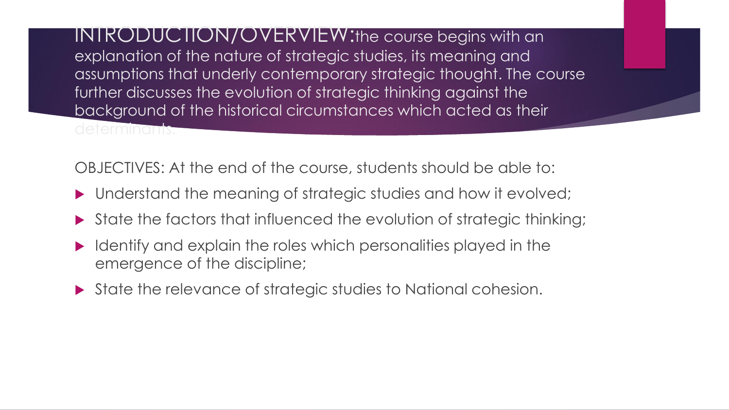**INTRODUCTION/OVERVIEW:** the course begins with an explanation of the nature of strategic studies, its meaning and assumptions that underly contemporary strategic thought. The course further discusses the evolution of strategic thinking against the background of the historical circumstances which acted as their determinants.

OBJECTIVES: At the end of the course, students should be able to:

- Understand the meaning of strategic studies and how it evolved;
- State the factors that influenced the evolution of strategic thinking;
- Identify and explain the roles which personalities played in the emergence of the discipline;
- State the relevance of strategic studies to National cohesion.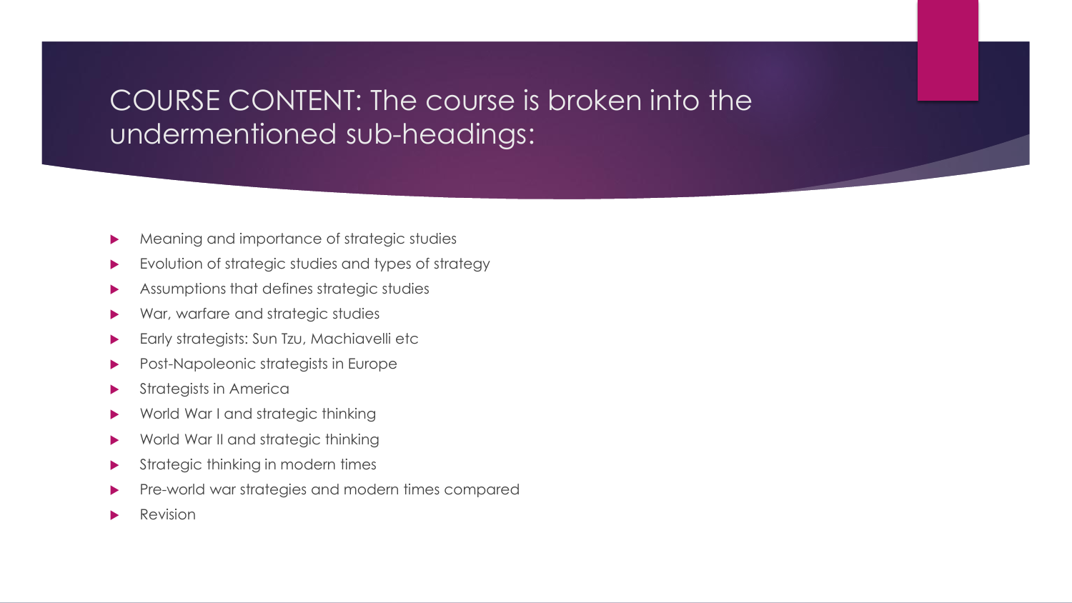# COURSE CONTENT: The course is broken into the undermentioned sub-headings:

- Meaning and importance of strategic studies
- Evolution of strategic studies and types of strategy
- Assumptions that defines strategic studies
- War, warfare and strategic studies
- Early strategists: Sun Tzu, Machiavelli etc
- Post-Napoleonic strategists in Europe
- Strategists in America
- World War I and strategic thinking
- World War II and strategic thinking
- Strategic thinking in modern times
- Pre-world war strategies and modern times compared
- Revision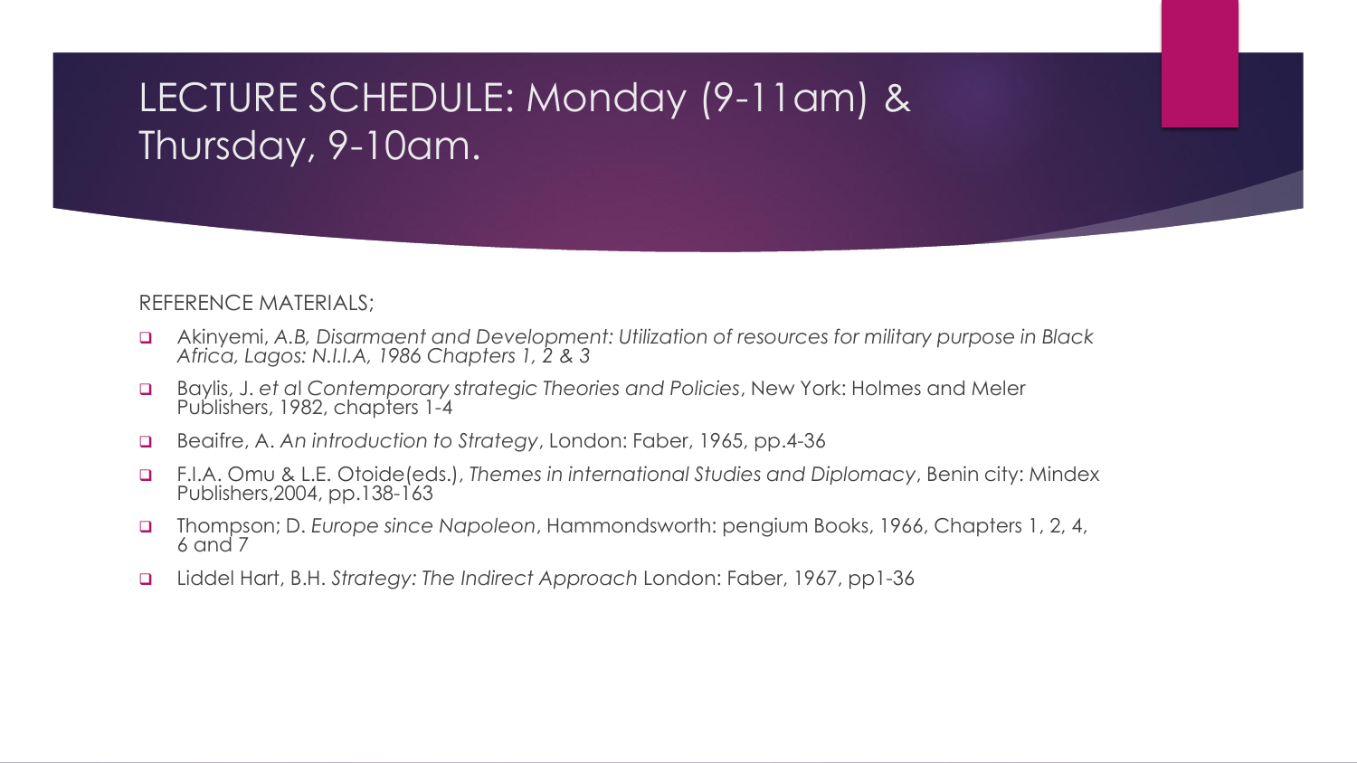# LECTURE SCHEDULE: Monday (9-11am) & Thursday, 9-10am.

REFERENCE MATERIALS;

- Akinyemi, *A.B, Disarmaent and Development: Utilization of resources for military purpose in Black Africa, Lagos: N.I.I.A, 1986 Chapters 1, 2 & 3*
- Baylis, J. *et al Contemporary strategic Theories and Policies*, New York: Holmes and Meler Publishers, 1982, chapters 1-4
- Beaifre, A. *An introduction to Strategy*, London: Faber, 1965, pp.4-36
- F.I.A. Omu & L.E. Otoide(eds.), *Themes in international Studies and Diplomacy*, Benin city: Mindex Publishers,2004, pp.138-163
- Thompson; D. *Europe since Napoleon*, Hammondsworth: pengium Books, 1966, Chapters 1, 2, 4, 6 and 7
- Liddel Hart, B.H. *Strategy: The Indirect Approach* London: Faber, 1967, pp1-36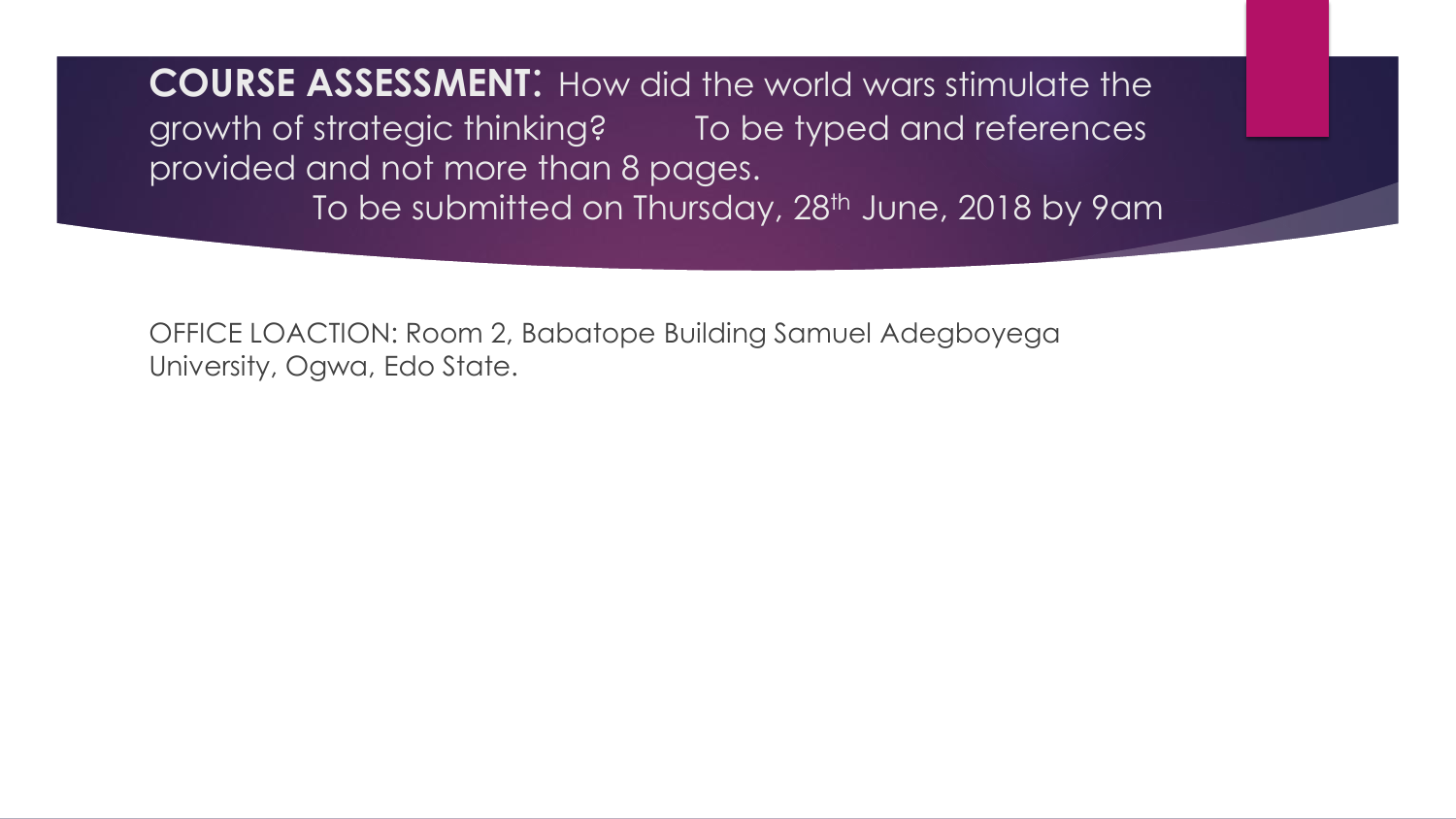**COURSE ASSESSMENT**: How did the world wars stimulate the growth of strategic thinking? To be typed and references provided and not more than 8 pages.

To be submitted on Thursday, 28th June, 2018 by 9am

OFFICE LOACTION: Room 2, Babatope Building Samuel Adegboyega University, Ogwa, Edo State.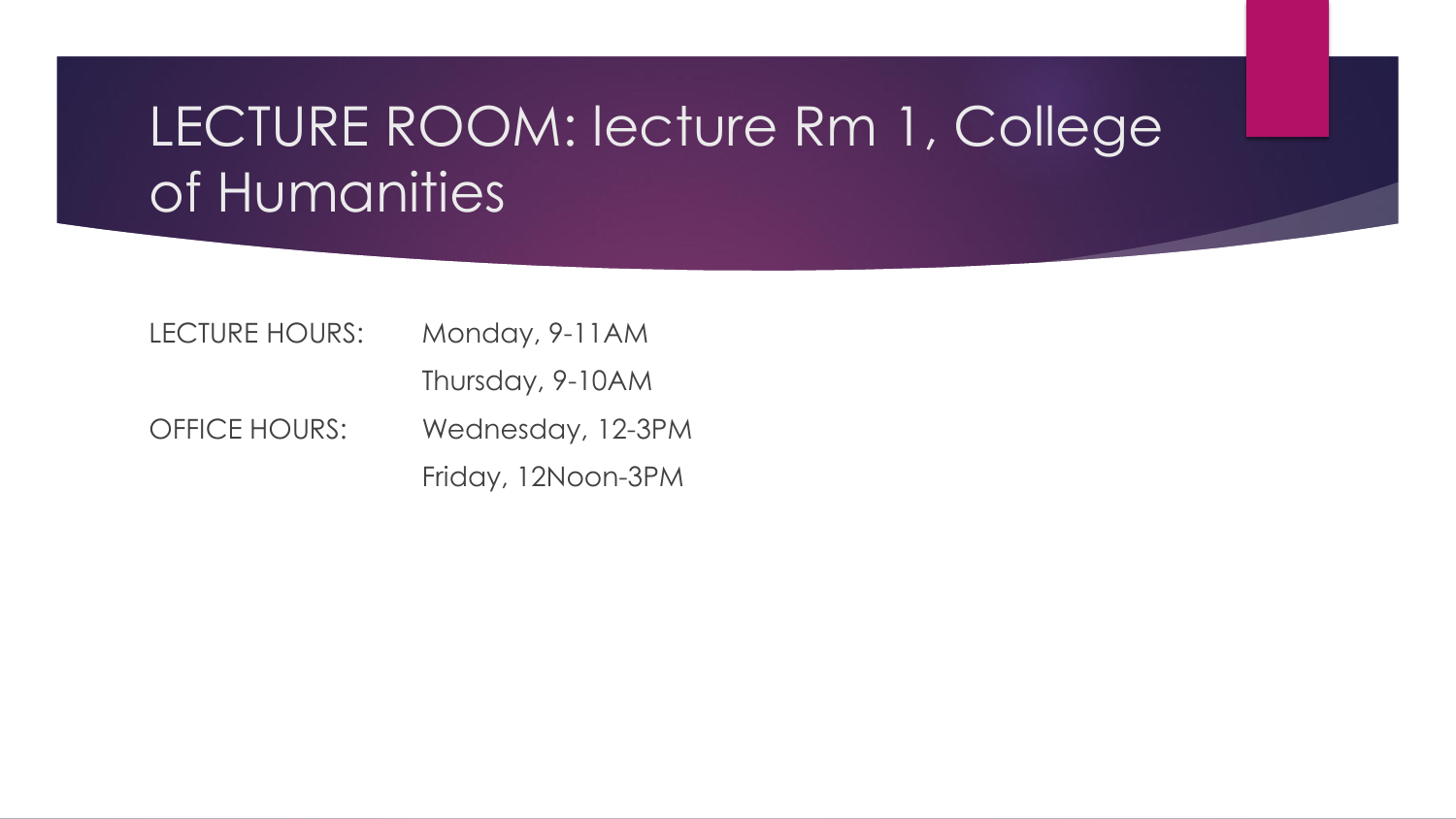# LECTURE ROOM: lecture Rm 1, College of Humanities

| | |
|---|---|
| LECTURE HOURS: | Monday, 9-11AM |
| | Thursday, 9-10AM |
| OFFICE HOURS: | Wednesday, 12-3PM |
| | Friday, 12Noon-3PM |